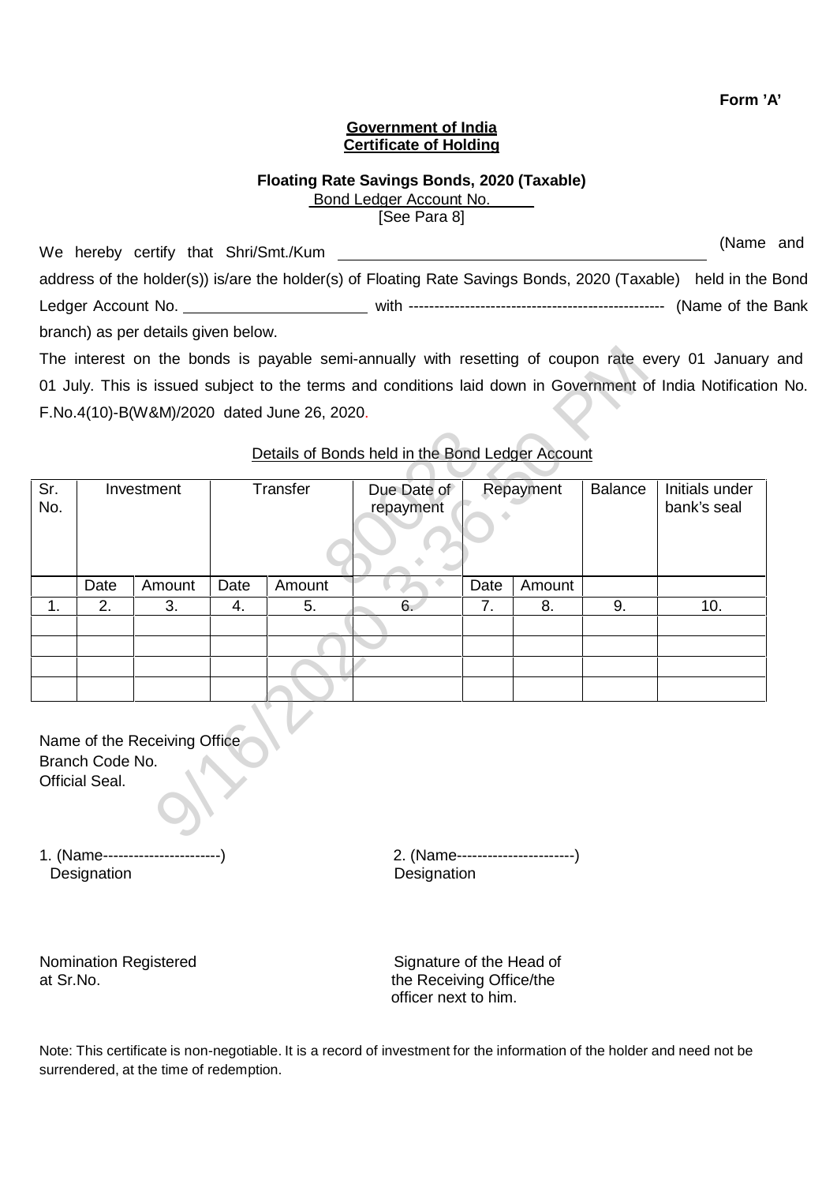**Form 'A'**

**Government of India**
**Certificate of Holding**

**Floating Rate Savings Bonds, 2020 (Taxable)**

Bond Ledger Account No. ______

[See Para 8]

We hereby certify that Shri/Smt./Kum ________________________________ (Name and address of the holder(s)) is/are the holder(s) of Floating Rate Savings Bonds, 2020 (Taxable) held in the Bond Ledger Account No. ____________________ with ------------------------------------------------- (Name of the Bank branch) as per details given below.

The interest on the bonds is payable semi-annually with resetting of coupon rate every 01 January and 01 July. This is issued subject to the terms and conditions laid down in Government of India Notification No. F.No.4(10)-B(W&M)/2020 dated June 26, 2020.

Details of Bonds held in the Bond Ledger Account

| Sr. No. | Investment | | Transfer | | Due Date of repayment | Repayment | | Balance | Initials under bank's seal |
|---|---|---|---|---|---|---|---|---|---|
| | Date | Amount | Date | Amount | | Date | Amount | | |
| 1. | 2. | 3. | 4. | 5. | 6. | 7. | 8. | 9. | 10. |
| | | | | | | | | | |
| | | | | | | | | | |
| | | | | | | | | | |
| | | | | | | | | | |

Name of the Receiving Office
Branch Code No.
Official Seal.

1. (Name----------------------)
Designation

2. (Name----------------------)
Designation

Nomination Registered
at Sr.No.

Signature of the Head of
the Receiving Office/the
officer next to him.

Note: This certificate is non-negotiable. It is a record of investment for the information of the holder and need not be surrendered, at the time of redemption.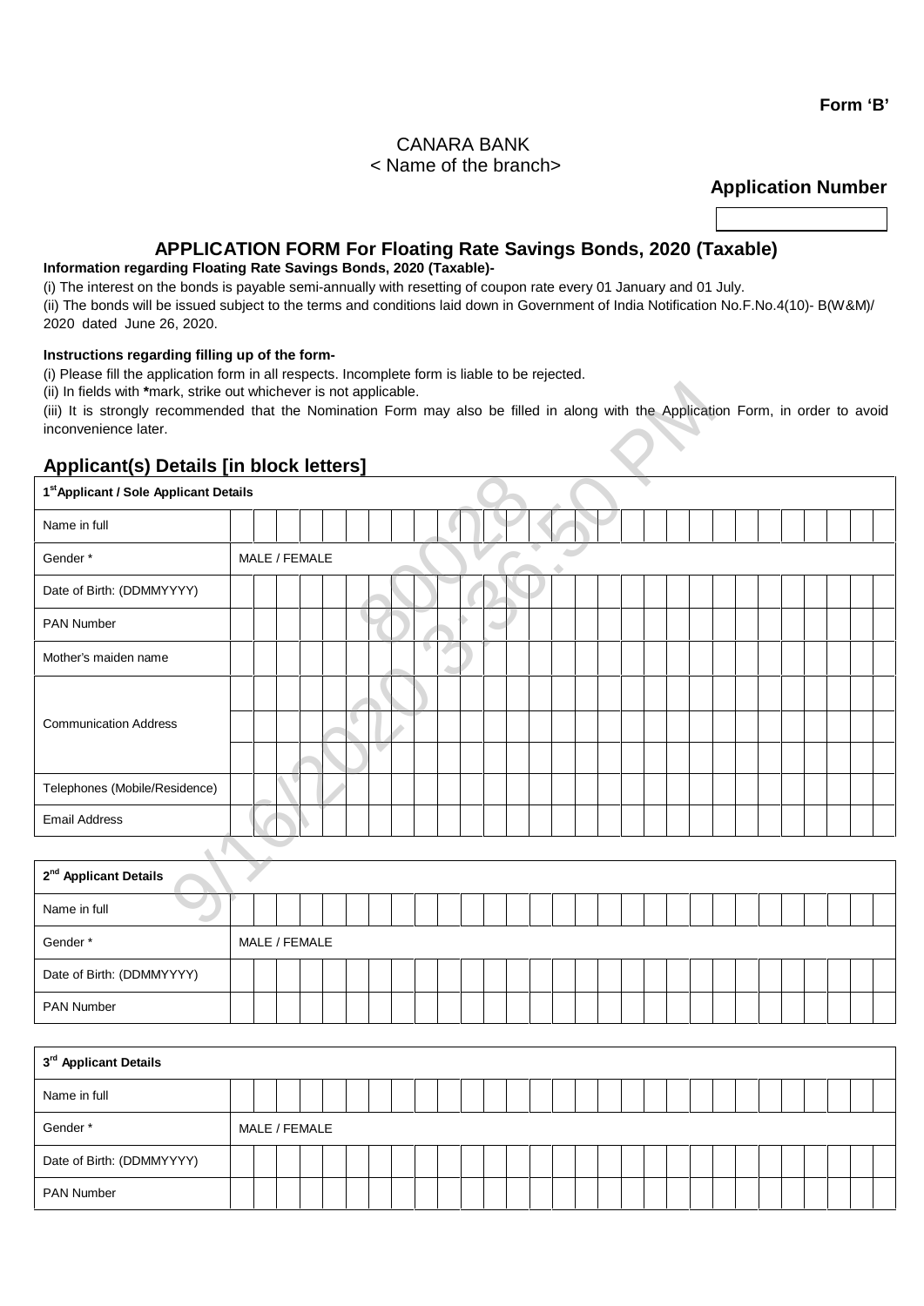**Form 'B'**

CANARA BANK
< Name of the branch>

**Application Number**

| |
|---|
| |

# APPLICATION FORM For Floating Rate Savings Bonds, 2020 (Taxable)

**Information regarding Floating Rate Savings Bonds, 2020 (Taxable)-**

(i) The interest on the bonds is payable semi-annually with resetting of coupon rate every 01 January and 01 July.

(ii) The bonds will be issued subject to the terms and conditions laid down in Government of India Notification No.F.No.4(10)- B(W&M)/ 2020 dated June 26, 2020.

**Instructions regarding filling up of the form-**

(i) Please fill the application form in all respects. Incomplete form is liable to be rejected.

(ii) In fields with **\***mark, strike out whichever is not applicable.

(iii) It is strongly recommended that the Nomination Form may also be filled in along with the Application Form, in order to avoid inconvenience later.

## Applicant(s) Details [in block letters]

| **1st Applicant / Sole Applicant Details** | |
|---|---|
| Name in full | |
| Gender * | MALE / FEMALE |
| Date of Birth: (DDMMYYYY) | |
| PAN Number | |
| Mother's maiden name | |
| Communication Address | |
| | |
| | |
| Telephones (Mobile/Residence) | |
| Email Address | |

| **2nd Applicant Details** | |
|---|---|
| Name in full | |
| Gender * | MALE / FEMALE |
| Date of Birth: (DDMMYYYY) | |
| PAN Number | |

| **3rd Applicant Details** | |
|---|---|
| Name in full | |
| Gender * | MALE / FEMALE |
| Date of Birth: (DDMMYYYY) | |
| PAN Number | |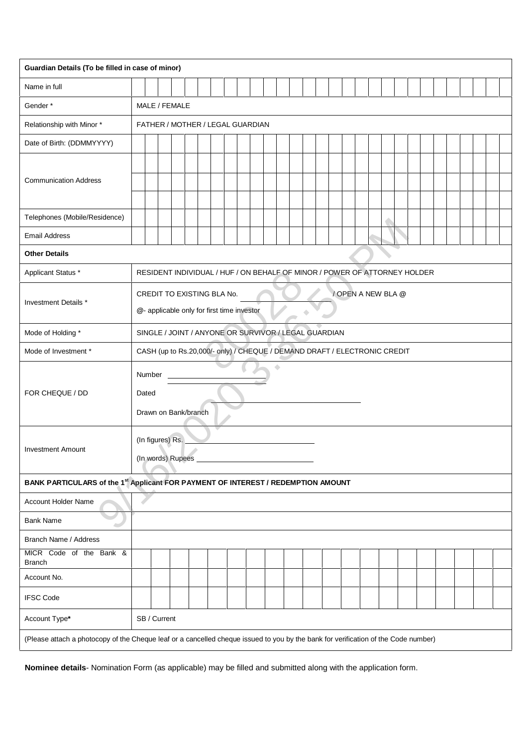| Guardian Details (To be filled in case of minor) | |
|---|---|
| Name in full | |
| Gender * | MALE / FEMALE |
| Relationship with Minor * | FATHER / MOTHER / LEGAL GUARDIAN |
| Date of Birth: (DDMMYYYY) | |
| Communication Address | |
| Telephones (Mobile/Residence) | |
| Email Address | |
| **Other Details** | |
| Applicant Status * | RESIDENT INDIVIDUAL / HUF / ON BEHALF OF MINOR / POWER OF ATTORNEY HOLDER |
| Investment Details * | CREDIT TO EXISTING BLA No. ____________ / OPEN A NEW BLA @<br>@- applicable only for first time investor |
| Mode of Holding * | SINGLE / JOINT / ANYONE OR SURVIVOR / LEGAL GUARDIAN |
| Mode of Investment * | CASH (up to Rs.20,000/- only) / CHEQUE / DEMAND DRAFT / ELECTRONIC CREDIT |
| FOR CHEQUE / DD | Number ____________<br>Dated ____________<br>Drawn on Bank/branch ____________ |
| Investment Amount | (In figures) Rs. ____________<br>(In words) Rupees ____________ |
| **BANK PARTICULARS of the 1st Applicant FOR PAYMENT OF INTEREST / REDEMPTION AMOUNT** | |
| Account Holder Name | |
| Bank Name | |
| Branch Name / Address | |
| MICR Code of the Bank & Branch | |
| Account No. | |
| IFSC Code | |
| Account Type* | SB / Current |
| (Please attach a photocopy of the Cheque leaf or a cancelled cheque issued to you by the bank for verification of the Code number) | |

**Nominee details**- Nomination Form (as applicable) may be filled and submitted along with the application form.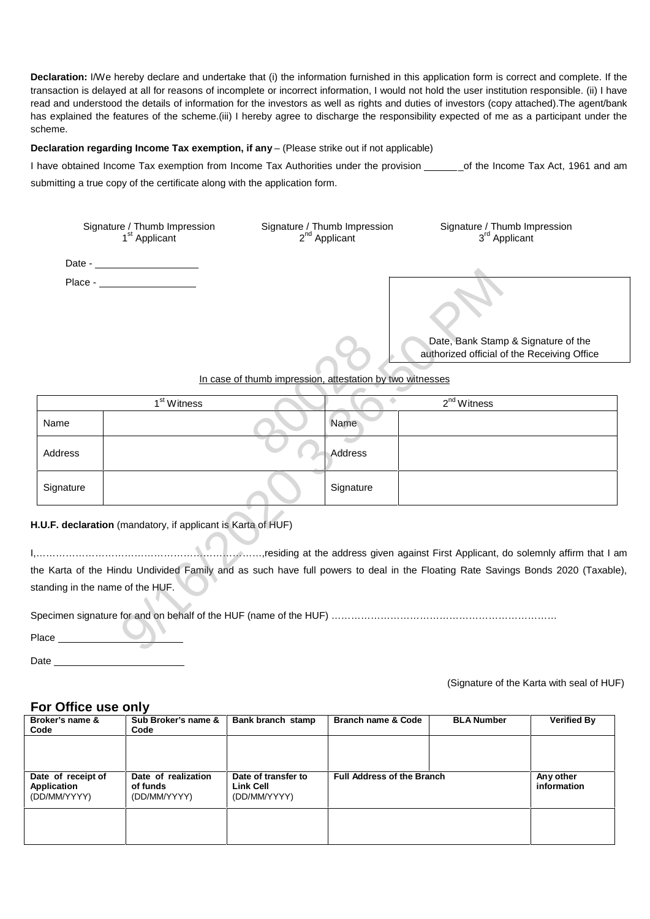**Declaration:** I/We hereby declare and undertake that (i) the information furnished in this application form is correct and complete. If the transaction is delayed at all for reasons of incomplete or incorrect information, I would not hold the user institution responsible. (ii) I have read and understood the details of information for the investors as well as rights and duties of investors (copy attached).The agent/bank has explained the features of the scheme.(iii) I hereby agree to discharge the responsibility expected of me as a participant under the scheme.

**Declaration regarding Income Tax exemption, if any** – (Please strike out if not applicable)

I have obtained Income Tax exemption from Income Tax Authorities under the provision ______ of the Income Tax Act, 1961 and am submitting a true copy of the certificate along with the application form.

Signature / Thumb Impression 1st Applicant

Signature / Thumb Impression 2nd Applicant

Signature / Thumb Impression 3rd Applicant

Date - ________________

Place - ________________

Date, Bank Stamp & Signature of the authorized official of the Receiving Office

In case of thumb impression, attestation by two witnesses

| 1st Witness | | 2nd Witness | |
|---|---|---|---|
| Name | | Name | |
| Address | | Address | |
| Signature | | Signature | |

**H.U.F. declaration** (mandatory, if applicant is Karta of HUF)

I,………………………………………………………….,residing at the address given against First Applicant, do solemnly affirm that I am the Karta of the Hindu Undivided Family and as such have full powers to deal in the Floating Rate Savings Bonds 2020 (Taxable), standing in the name of the HUF.

Specimen signature for and on behalf of the HUF (name of the HUF) ……………………………………………………………

Place ________________

Date ________________

(Signature of the Karta with seal of HUF)

## For Office use only

| Broker's name & Code | Sub Broker's name & Code | Bank branch stamp | Branch name & Code | BLA Number | Verified By |
|---|---|---|---|---|---|
| | | | | | |
| **Date of receipt of Application** (DD/MM/YYYY) | **Date of realization of funds** (DD/MM/YYYY) | **Date of transfer to Link Cell** (DD/MM/YYYY) | **Full Address of the Branch** | | **Any other information** |
| | | | | | |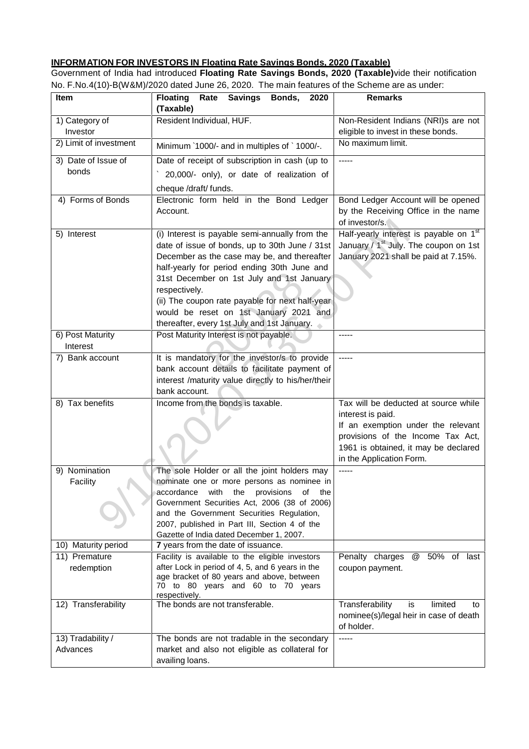**INFORMATION FOR INVESTORS IN Floating Rate Savings Bonds, 2020 (Taxable)**

Government of India had introduced **Floating Rate Savings Bonds, 2020 (Taxable)** vide their notification No. F.No.4(10)-B(W&M)/2020 dated June 26, 2020. The main features of the Scheme are as under:

| Item | Floating Rate Savings Bonds, 2020 (Taxable) | Remarks |
|---|---|---|
| 1) Category of Investor | Resident Individual, HUF. | Non-Resident Indians (NRI)s are not eligible to invest in these bonds. |
| 2) Limit of investment | Minimum `1000/- and in multiples of ` 1000/-. | No maximum limit. |
| 3) Date of Issue of bonds | Date of receipt of subscription in cash (up to ` 20,000/- only), or date of realization of cheque /draft/ funds. | ----- |
| 4) Forms of Bonds | Electronic form held in the Bond Ledger Account. | Bond Ledger Account will be opened by the Receiving Office in the name of investor/s. |
| 5) Interest | (i) Interest is payable semi-annually from the date of issue of bonds, up to 30th June / 31st December as the case may be, and thereafter half-yearly for period ending 30th June and 31st December on 1st July and 1st January respectively.<br>(ii) The coupon rate payable for next half-year would be reset on 1st January 2021 and thereafter, every 1st July and 1st January. | Half-yearly interest is payable on 1st January / 1st July. The coupon on 1st January 2021 shall be paid at 7.15%. |
| 6) Post Maturity Interest | Post Maturity Interest is not payable. | ----- |
| 7) Bank account | It is mandatory for the investor/s to provide bank account details to facilitate payment of interest /maturity value directly to his/her/their bank account. | ----- |
| 8) Tax benefits | Income from the bonds is taxable. | Tax will be deducted at source while interest is paid.<br>If an exemption under the relevant provisions of the Income Tax Act, 1961 is obtained, it may be declared in the Application Form. |
| 9) Nomination Facility | The sole Holder or all the joint holders may nominate one or more persons as nominee in accordance with the provisions of the Government Securities Act, 2006 (38 of 2006) and the Government Securities Regulation, 2007, published in Part III, Section 4 of the Gazette of India dated December 1, 2007. | ----- |
| 10) Maturity period | **7** years from the date of issuance. | |
| 11) Premature redemption | Facility is available to the eligible investors after Lock in period of 4, 5, and 6 years in the age bracket of 80 years and above, between 70 to 80 years and 60 to 70 years respectively. | Penalty charges @ 50% of last coupon payment. |
| 12) Transferability | The bonds are not transferable. | Transferability is limited to nominee(s)/legal heir in case of death of holder. |
| 13) Tradability / Advances | The bonds are not tradable in the secondary market and also not eligible as collateral for availing loans. | ----- |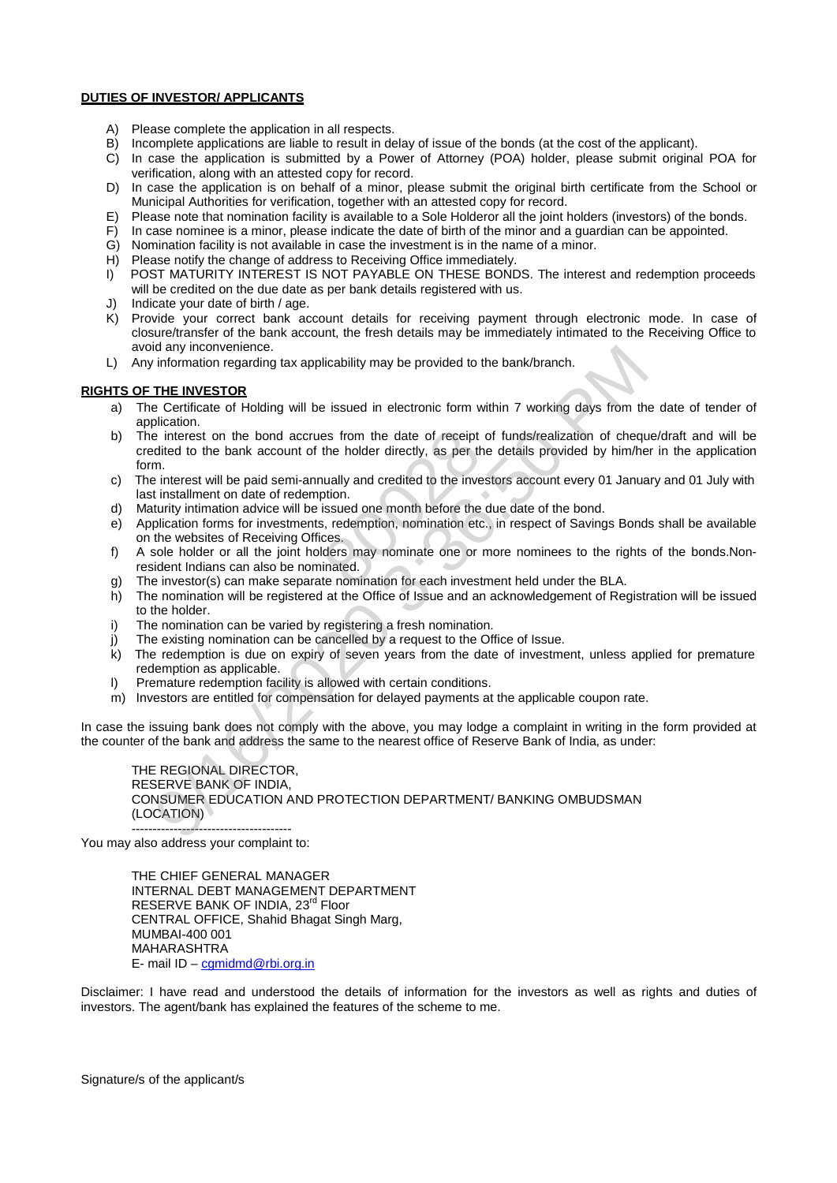**DUTIES OF INVESTOR/ APPLICANTS**

A) Please complete the application in all respects.
B) Incomplete applications are liable to result in delay of issue of the bonds (at the cost of the applicant).
C) In case the application is submitted by a Power of Attorney (POA) holder, please submit original POA for verification, along with an attested copy for record.
D) In case the application is on behalf of a minor, please submit the original birth certificate from the School or Municipal Authorities for verification, together with an attested copy for record.
E) Please note that nomination facility is available to a Sole Holderor all the joint holders (investors) of the bonds.
F) In case nominee is a minor, please indicate the date of birth of the minor and a guardian can be appointed.
G) Nomination facility is not available in case the investment is in the name of a minor.
H) Please notify the change of address to Receiving Office immediately.
I) POST MATURITY INTEREST IS NOT PAYABLE ON THESE BONDS. The interest and redemption proceeds will be credited on the due date as per bank details registered with us.
J) Indicate your date of birth / age.
K) Provide your correct bank account details for receiving payment through electronic mode. In case of closure/transfer of the bank account, the fresh details may be immediately intimated to the Receiving Office to avoid any inconvenience.
L) Any information regarding tax applicability may be provided to the bank/branch.

**RIGHTS OF THE INVESTOR**

a) The Certificate of Holding will be issued in electronic form within 7 working days from the date of tender of application.
b) The interest on the bond accrues from the date of receipt of funds/realization of cheque/draft and will be credited to the bank account of the holder directly, as per the details provided by him/her in the application form.
c) The interest will be paid semi-annually and credited to the investors account every 01 January and 01 July with last installment on date of redemption.
d) Maturity intimation advice will be issued one month before the due date of the bond.
e) Application forms for investments, redemption, nomination etc., in respect of Savings Bonds shall be available on the websites of Receiving Offices.
f) A sole holder or all the joint holders may nominate one or more nominees to the rights of the bonds.Non-resident Indians can also be nominated.
g) The investor(s) can make separate nomination for each investment held under the BLA.
h) The nomination will be registered at the Office of Issue and an acknowledgement of Registration will be issued to the holder.
i) The nomination can be varied by registering a fresh nomination.
j) The existing nomination can be cancelled by a request to the Office of Issue.
k) The redemption is due on expiry of seven years from the date of investment, unless applied for premature redemption as applicable.
l) Premature redemption facility is allowed with certain conditions.
m) Investors are entitled for compensation for delayed payments at the applicable coupon rate.

In case the issuing bank does not comply with the above, you may lodge a complaint in writing in the form provided at the counter of the bank and address the same to the nearest office of Reserve Bank of India, as under:

THE REGIONAL DIRECTOR,
RESERVE BANK OF INDIA,
CONSUMER EDUCATION AND PROTECTION DEPARTMENT/ BANKING OMBUDSMAN
(LOCATION)
---------------------------------------

You may also address your complaint to:

THE CHIEF GENERAL MANAGER
INTERNAL DEBT MANAGEMENT DEPARTMENT
RESERVE BANK OF INDIA, 23rd Floor
CENTRAL OFFICE, Shahid Bhagat Singh Marg,
MUMBAI-400 001
MAHARASHTRA
E- mail ID – cgmidmd@rbi.org.in

Disclaimer: I have read and understood the details of information for the investors as well as rights and duties of investors. The agent/bank has explained the features of the scheme to me.

Signature/s of the applicant/s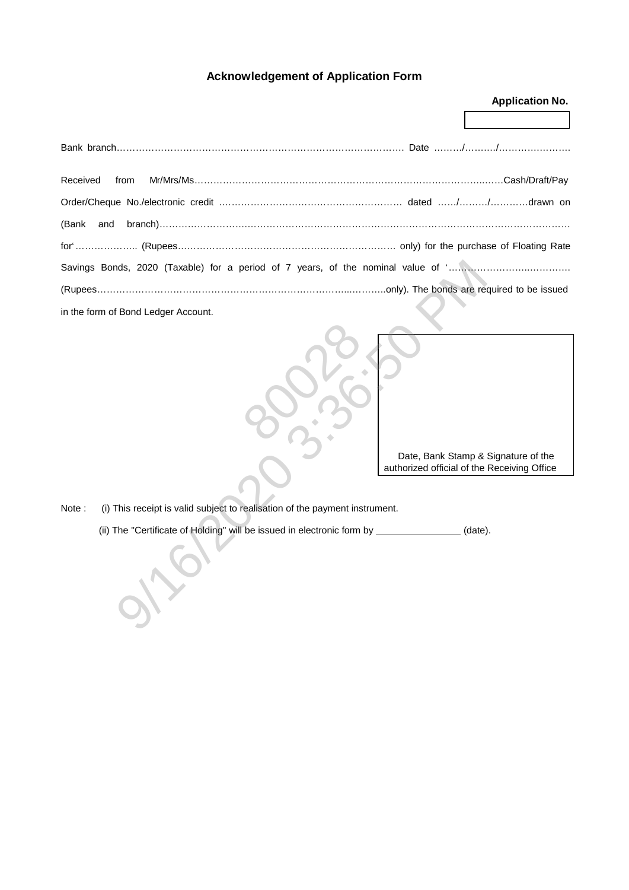## Acknowledgement of Application Form

**Application No.**

Bank branch………………………………………………………………………………… Date ………/………./…………………..

Received from Mr/Mrs/Ms……………………………………………………………………………………..……Cash/Draft/Pay Order/Cheque No./electronic credit …………………………………………………… dated ……/………/…………drawn on (Bank and branch)……………………..………………………………………………………………………………………… for' ……………….. (Rupees……………………………………………………………… only) for the purchase of Floating Rate Savings Bonds, 2020 (Taxable) for a period of 7 years, of the nominal value of '…………………….…………. (Rupees……………………………………………………………………..………..only). The bonds are required to be issued in the form of Bond Ledger Account.

Date, Bank Stamp & Signature of the authorized official of the Receiving Office

Note : (i) This receipt is valid subject to realisation of the payment instrument.

(ii) The "Certificate of Holding" will be issued in electronic form by _______________ (date).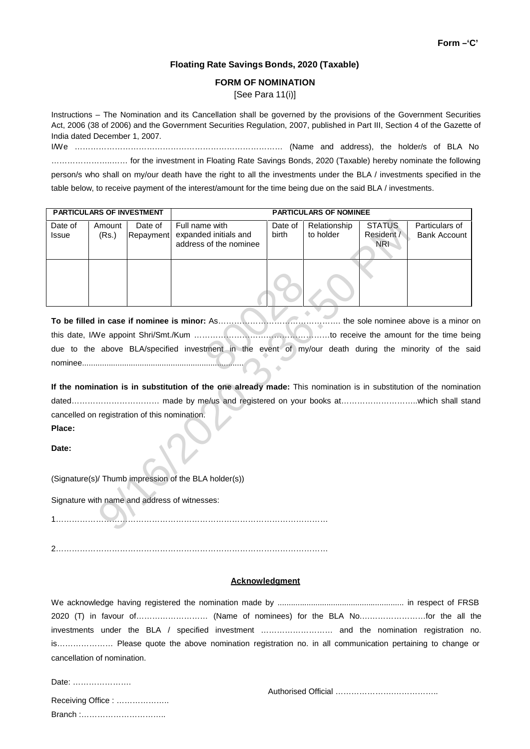**Form –'C'**

**Floating Rate Savings Bonds, 2020 (Taxable)**

**FORM OF NOMINATION**

[See Para 11(i)]

Instructions – The Nomination and its Cancellation shall be governed by the provisions of the Government Securities Act, 2006 (38 of 2006) and the Government Securities Regulation, 2007, published in Part III, Section 4 of the Gazette of India dated December 1, 2007.

I/We ……………………………………………………………………. (Name and address), the holder/s of BLA No ……………………..…… for the investment in Floating Rate Savings Bonds, 2020 (Taxable) hereby nominate the following person/s who shall on my/our death have the right to all the investments under the BLA / investments specified in the table below, to receive payment of the interest/amount for the time being due on the said BLA / investments.

| PARTICULARS OF INVESTMENT | | | PARTICULARS OF NOMINEE | | | | |
|---|---|---|---|---|---|---|---|
| Date of Issue | Amount (Rs.) | Date of Repayment | Full name with expanded initials and address of the nominee | Date of birth | Relationship to holder | STATUS Resident / NRI | Particulars of Bank Account |
| | | | | | | | |

**To be filled in case if nominee is minor:** As………………………………………. the sole nominee above is a minor on this date, I/We appoint Shri/Smt./Kum ……………………………………………to receive the amount for the time being due to the above BLA/specified investment in the event of my/our death during the minority of the said nominee...........................................................................

**If the nomination is in substitution of the one already made:** This nomination is in substitution of the nomination dated…………………………… made by me/us and registered on your books at………………………..which shall stand cancelled on registration of this nomination.

**Place:**

**Date:**

(Signature(s)/ Thumb impression of the BLA holder(s))

Signature with name and address of witnesses:

1………………………………………………………………………………………

2………………………………………………………………………………………

**Acknowledgment**

We acknowledge having registered the nomination made by ......................................................... in respect of FRSB 2020 (T) in favour of……………………… (Name of nominees) for the BLA No…………………….for the all the investments under the BLA / specified investment ……………………… and the nomination registration no. is………………… Please quote the above nomination registration no. in all communication pertaining to change or cancellation of nomination.

Date: ………………….

Receiving Office : ……………….

Branch :…………………………..

Authorised Official ………………………………..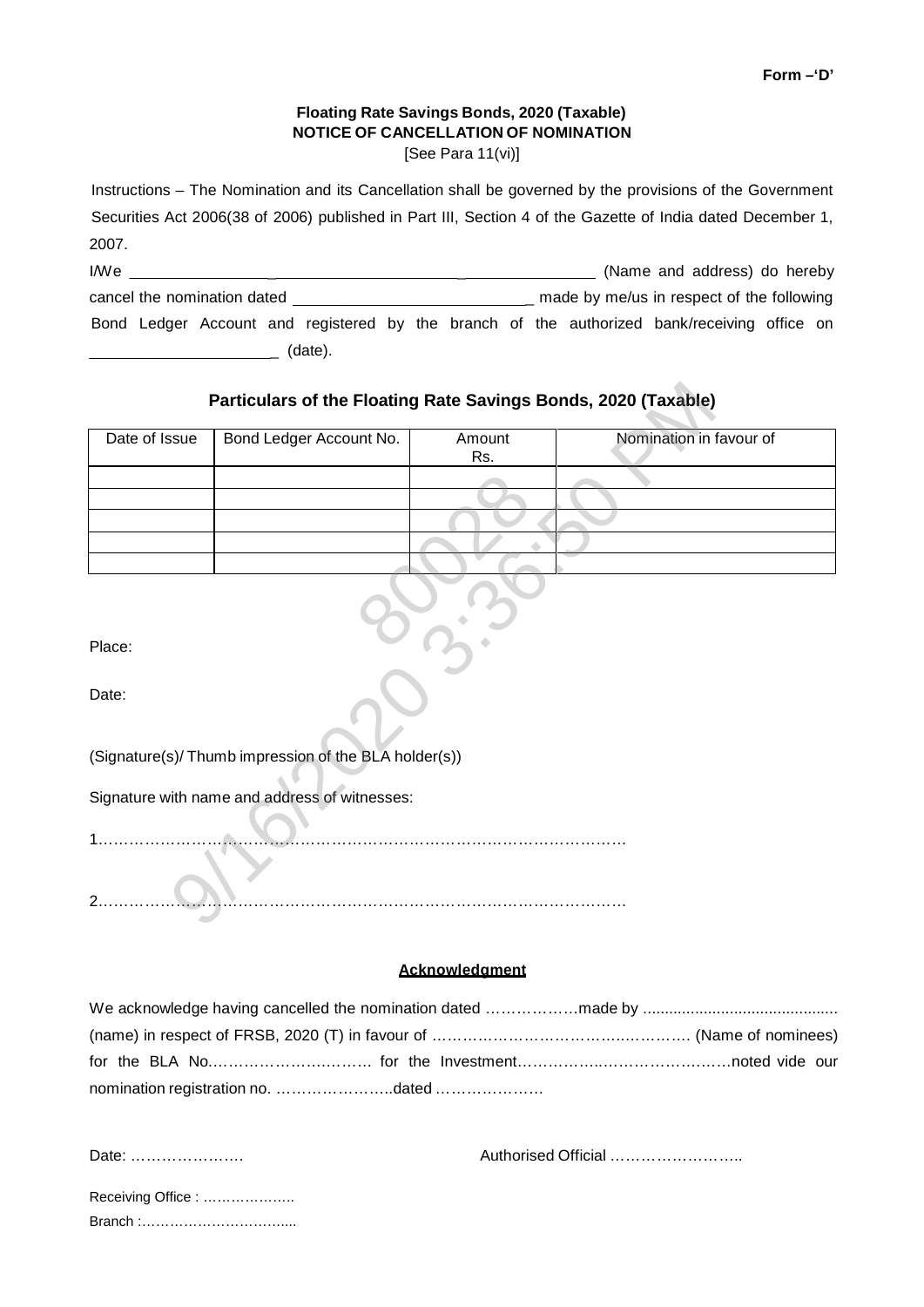**Form –'D'**

**Floating Rate Savings Bonds, 2020 (Taxable)**
**NOTICE OF CANCELLATION OF NOMINATION**
[See Para 11(vi)]

Instructions – The Nomination and its Cancellation shall be governed by the provisions of the Government Securities Act 2006(38 of 2006) published in Part III, Section 4 of the Gazette of India dated December 1, 2007.

I/We ________________________________________________________ (Name and address) do hereby cancel the nomination dated ____________________________ made by me/us in respect of the following Bond Ledger Account and registered by the branch of the authorized bank/receiving office on ______________________ (date).

**Particulars of the Floating Rate Savings Bonds, 2020 (Taxable)**

| Date of Issue | Bond Ledger Account No. | Amount Rs. | Nomination in favour of |
|---|---|---|---|
| | | | |
| | | | |
| | | | |
| | | | |
| | | | |

Place:

Date:

(Signature(s)/ Thumb impression of the BLA holder(s))

Signature with name and address of witnesses:

1…………………………………………………………………………………………

2…………………………………………………………………………………………

**Acknowledgment**

We acknowledge having cancelled the nomination dated ………………made by ............................................ (name) in respect of FRSB, 2020 (T) in favour of ……………………………….………… (Name of nominees) for the BLA No.…………………….……. for the Investment.…………….……………….……noted vide our nomination registration no. …………………..dated …………………

Date: ………………….

Authorised Official ……………………..

Receiving Office : ………………..

Branch :…………………………...